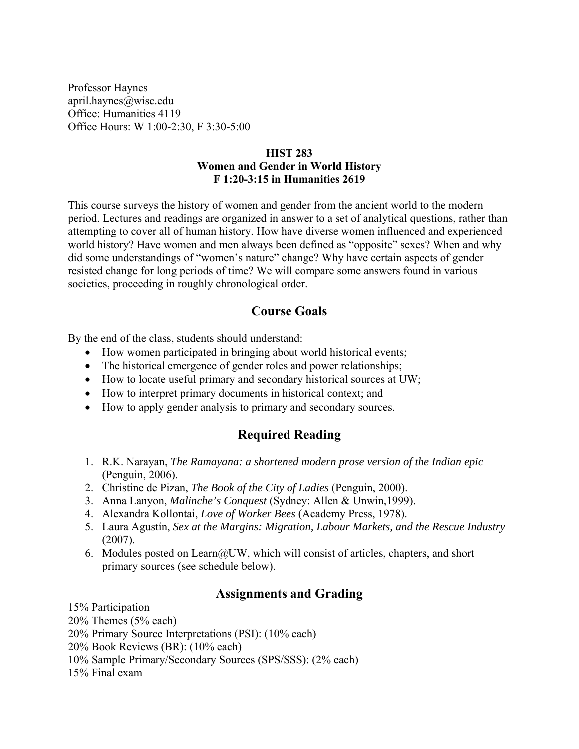Professor Haynes
april.haynes@wisc.edu
Office: Humanities 4119
Office Hours: W 1:00-2:30, F 3:30-5:00

**HIST 283**
**Women and Gender in World History**
**F 1:20-3:15 in Humanities 2619**

This course surveys the history of women and gender from the ancient world to the modern period. Lectures and readings are organized in answer to a set of analytical questions, rather than attempting to cover all of human history. How have diverse women influenced and experienced world history? Have women and men always been defined as "opposite" sexes? When and why did some understandings of "women's nature" change? Why have certain aspects of gender resisted change for long periods of time? We will compare some answers found in various societies, proceeding in roughly chronological order.

## Course Goals

By the end of the class, students should understand:

- How women participated in bringing about world historical events;
- The historical emergence of gender roles and power relationships;
- How to locate useful primary and secondary historical sources at UW;
- How to interpret primary documents in historical context; and
- How to apply gender analysis to primary and secondary sources.

## Required Reading

1. R.K. Narayan, *The Ramayana: a shortened modern prose version of the Indian epic* (Penguin, 2006).
2. Christine de Pizan, *The Book of the City of Ladies* (Penguin, 2000).
3. Anna Lanyon, *Malinche's Conquest* (Sydney: Allen & Unwin,1999).
4. Alexandra Kollontai, *Love of Worker Bees* (Academy Press, 1978).
5. Laura Agustín, *Sex at the Margins: Migration, Labour Markets, and the Rescue Industry* (2007).
6. Modules posted on Learn@UW, which will consist of articles, chapters, and short primary sources (see schedule below).

## Assignments and Grading

15% Participation
20% Themes (5% each)
20% Primary Source Interpretations (PSI): (10% each)
20% Book Reviews (BR): (10% each)
10% Sample Primary/Secondary Sources (SPS/SSS): (2% each)
15% Final exam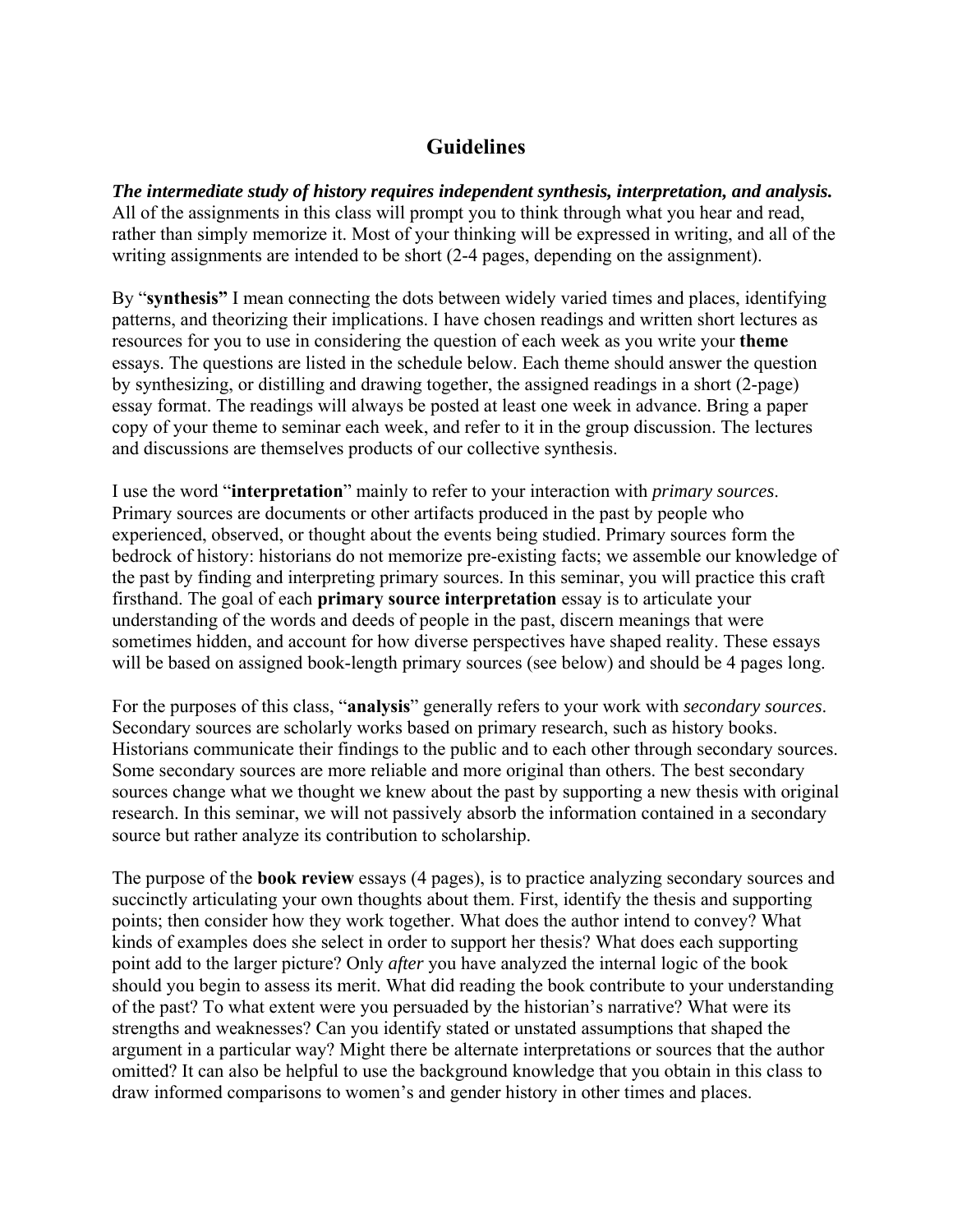## Guidelines

***The intermediate study of history requires independent synthesis, interpretation, and analysis.*** All of the assignments in this class will prompt you to think through what you hear and read, rather than simply memorize it. Most of your thinking will be expressed in writing, and all of the writing assignments are intended to be short (2-4 pages, depending on the assignment).

By "**synthesis"** I mean connecting the dots between widely varied times and places, identifying patterns, and theorizing their implications. I have chosen readings and written short lectures as resources for you to use in considering the question of each week as you write your **theme** essays. The questions are listed in the schedule below. Each theme should answer the question by synthesizing, or distilling and drawing together, the assigned readings in a short (2-page) essay format. The readings will always be posted at least one week in advance. Bring a paper copy of your theme to seminar each week, and refer to it in the group discussion. The lectures and discussions are themselves products of our collective synthesis.

I use the word "**interpretation**" mainly to refer to your interaction with *primary sources*. Primary sources are documents or other artifacts produced in the past by people who experienced, observed, or thought about the events being studied. Primary sources form the bedrock of history: historians do not memorize pre-existing facts; we assemble our knowledge of the past by finding and interpreting primary sources. In this seminar, you will practice this craft firsthand. The goal of each **primary source interpretation** essay is to articulate your understanding of the words and deeds of people in the past, discern meanings that were sometimes hidden, and account for how diverse perspectives have shaped reality. These essays will be based on assigned book-length primary sources (see below) and should be 4 pages long.

For the purposes of this class, "**analysis**" generally refers to your work with *secondary sources*. Secondary sources are scholarly works based on primary research, such as history books. Historians communicate their findings to the public and to each other through secondary sources. Some secondary sources are more reliable and more original than others. The best secondary sources change what we thought we knew about the past by supporting a new thesis with original research. In this seminar, we will not passively absorb the information contained in a secondary source but rather analyze its contribution to scholarship.

The purpose of the **book review** essays (4 pages), is to practice analyzing secondary sources and succinctly articulating your own thoughts about them. First, identify the thesis and supporting points; then consider how they work together. What does the author intend to convey? What kinds of examples does she select in order to support her thesis? What does each supporting point add to the larger picture? Only *after* you have analyzed the internal logic of the book should you begin to assess its merit. What did reading the book contribute to your understanding of the past? To what extent were you persuaded by the historian's narrative? What were its strengths and weaknesses? Can you identify stated or unstated assumptions that shaped the argument in a particular way? Might there be alternate interpretations or sources that the author omitted? It can also be helpful to use the background knowledge that you obtain in this class to draw informed comparisons to women's and gender history in other times and places.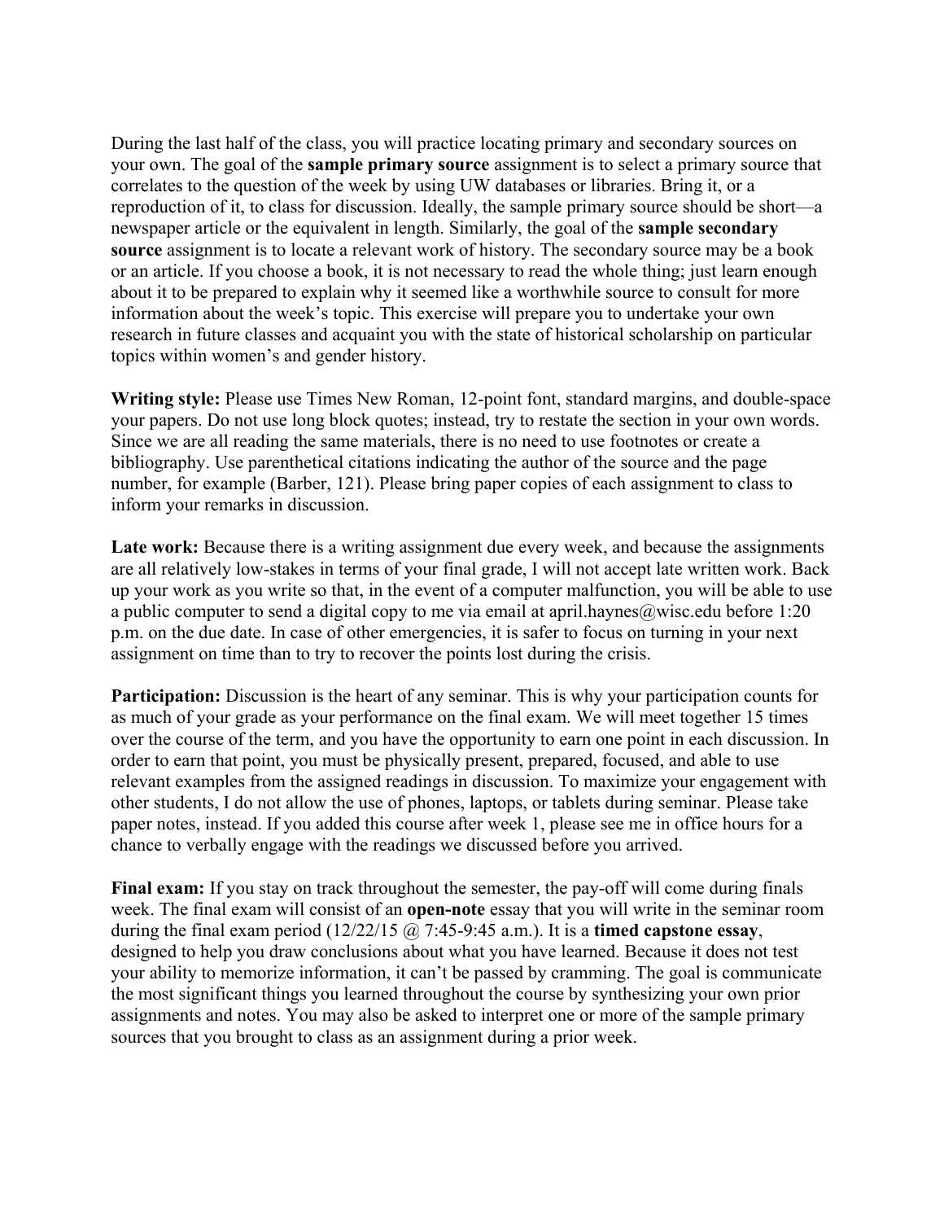During the last half of the class, you will practice locating primary and secondary sources on your own. The goal of the **sample primary source** assignment is to select a primary source that correlates to the question of the week by using UW databases or libraries. Bring it, or a reproduction of it, to class for discussion. Ideally, the sample primary source should be short—a newspaper article or the equivalent in length. Similarly, the goal of the **sample secondary source** assignment is to locate a relevant work of history. The secondary source may be a book or an article. If you choose a book, it is not necessary to read the whole thing; just learn enough about it to be prepared to explain why it seemed like a worthwhile source to consult for more information about the week's topic. This exercise will prepare you to undertake your own research in future classes and acquaint you with the state of historical scholarship on particular topics within women's and gender history.

**Writing style:** Please use Times New Roman, 12-point font, standard margins, and double-space your papers. Do not use long block quotes; instead, try to restate the section in your own words. Since we are all reading the same materials, there is no need to use footnotes or create a bibliography. Use parenthetical citations indicating the author of the source and the page number, for example (Barber, 121). Please bring paper copies of each assignment to class to inform your remarks in discussion.

**Late work:** Because there is a writing assignment due every week, and because the assignments are all relatively low-stakes in terms of your final grade, I will not accept late written work. Back up your work as you write so that, in the event of a computer malfunction, you will be able to use a public computer to send a digital copy to me via email at april.haynes@wisc.edu before 1:20 p.m. on the due date. In case of other emergencies, it is safer to focus on turning in your next assignment on time than to try to recover the points lost during the crisis.

**Participation:** Discussion is the heart of any seminar. This is why your participation counts for as much of your grade as your performance on the final exam. We will meet together 15 times over the course of the term, and you have the opportunity to earn one point in each discussion. In order to earn that point, you must be physically present, prepared, focused, and able to use relevant examples from the assigned readings in discussion. To maximize your engagement with other students, I do not allow the use of phones, laptops, or tablets during seminar. Please take paper notes, instead. If you added this course after week 1, please see me in office hours for a chance to verbally engage with the readings we discussed before you arrived.

**Final exam:** If you stay on track throughout the semester, the pay-off will come during finals week. The final exam will consist of an **open-note** essay that you will write in the seminar room during the final exam period (12/22/15 @ 7:45-9:45 a.m.). It is a **timed capstone essay**, designed to help you draw conclusions about what you have learned. Because it does not test your ability to memorize information, it can't be passed by cramming. The goal is communicate the most significant things you learned throughout the course by synthesizing your own prior assignments and notes. You may also be asked to interpret one or more of the sample primary sources that you brought to class as an assignment during a prior week.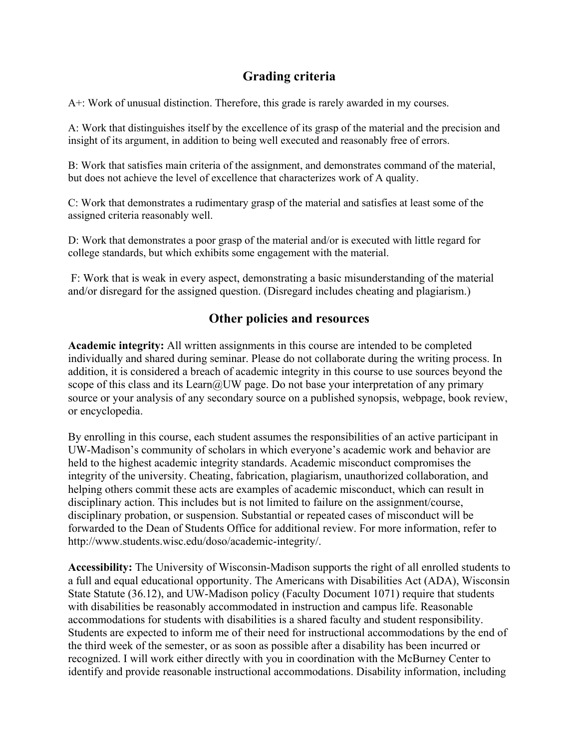## Grading criteria

A+: Work of unusual distinction. Therefore, this grade is rarely awarded in my courses.

A: Work that distinguishes itself by the excellence of its grasp of the material and the precision and insight of its argument, in addition to being well executed and reasonably free of errors.

B: Work that satisfies main criteria of the assignment, and demonstrates command of the material, but does not achieve the level of excellence that characterizes work of A quality.

C: Work that demonstrates a rudimentary grasp of the material and satisfies at least some of the assigned criteria reasonably well.

D: Work that demonstrates a poor grasp of the material and/or is executed with little regard for college standards, but which exhibits some engagement with the material.

F: Work that is weak in every aspect, demonstrating a basic misunderstanding of the material and/or disregard for the assigned question. (Disregard includes cheating and plagiarism.)

## Other policies and resources

**Academic integrity:** All written assignments in this course are intended to be completed individually and shared during seminar. Please do not collaborate during the writing process. In addition, it is considered a breach of academic integrity in this course to use sources beyond the scope of this class and its Learn@UW page. Do not base your interpretation of any primary source or your analysis of any secondary source on a published synopsis, webpage, book review, or encyclopedia.

By enrolling in this course, each student assumes the responsibilities of an active participant in UW-Madison's community of scholars in which everyone's academic work and behavior are held to the highest academic integrity standards. Academic misconduct compromises the integrity of the university. Cheating, fabrication, plagiarism, unauthorized collaboration, and helping others commit these acts are examples of academic misconduct, which can result in disciplinary action. This includes but is not limited to failure on the assignment/course, disciplinary probation, or suspension. Substantial or repeated cases of misconduct will be forwarded to the Dean of Students Office for additional review. For more information, refer to http://www.students.wisc.edu/doso/academic-integrity/.

**Accessibility:** The University of Wisconsin-Madison supports the right of all enrolled students to a full and equal educational opportunity. The Americans with Disabilities Act (ADA), Wisconsin State Statute (36.12), and UW-Madison policy (Faculty Document 1071) require that students with disabilities be reasonably accommodated in instruction and campus life. Reasonable accommodations for students with disabilities is a shared faculty and student responsibility. Students are expected to inform me of their need for instructional accommodations by the end of the third week of the semester, or as soon as possible after a disability has been incurred or recognized. I will work either directly with you in coordination with the McBurney Center to identify and provide reasonable instructional accommodations. Disability information, including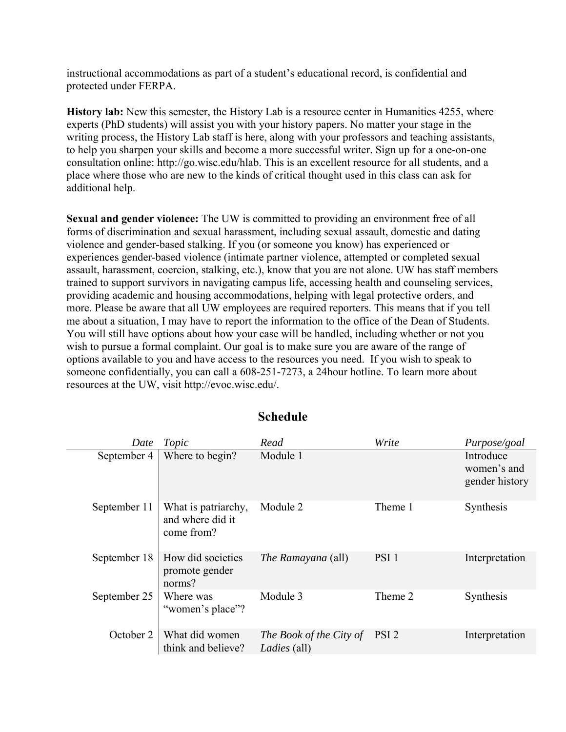instructional accommodations as part of a student's educational record, is confidential and protected under FERPA.

**History lab:** New this semester, the History Lab is a resource center in Humanities 4255, where experts (PhD students) will assist you with your history papers. No matter your stage in the writing process, the History Lab staff is here, along with your professors and teaching assistants, to help you sharpen your skills and become a more successful writer. Sign up for a one-on-one consultation online: http://go.wisc.edu/hlab. This is an excellent resource for all students, and a place where those who are new to the kinds of critical thought used in this class can ask for additional help.

**Sexual and gender violence:** The UW is committed to providing an environment free of all forms of discrimination and sexual harassment, including sexual assault, domestic and dating violence and gender-based stalking. If you (or someone you know) has experienced or experiences gender-based violence (intimate partner violence, attempted or completed sexual assault, harassment, coercion, stalking, etc.), know that you are not alone. UW has staff members trained to support survivors in navigating campus life, accessing health and counseling services, providing academic and housing accommodations, helping with legal protective orders, and more. Please be aware that all UW employees are required reporters. This means that if you tell me about a situation, I may have to report the information to the office of the Dean of Students. You will still have options about how your case will be handled, including whether or not you wish to pursue a formal complaint. Our goal is to make sure you are aware of the range of options available to you and have access to the resources you need. If you wish to speak to someone confidentially, you can call a 608-251-7273, a 24hour hotline. To learn more about resources at the UW, visit http://evoc.wisc.edu/.

## Schedule

| *Date* | *Topic* | *Read* | *Write* | *Purpose/goal* |
|---|---|---|---|---|
| September 4 | Where to begin? | Module 1 | | Introduce women's and gender history |
| September 11 | What is patriarchy, and where did it come from? | Module 2 | Theme 1 | Synthesis |
| September 18 | How did societies promote gender norms? | *The Ramayana* (all) | PSI 1 | Interpretation |
| September 25 | Where was "women's place"? | Module 3 | Theme 2 | Synthesis |
| October 2 | What did women think and believe? | *The Book of the City of Ladies* (all) | PSI 2 | Interpretation |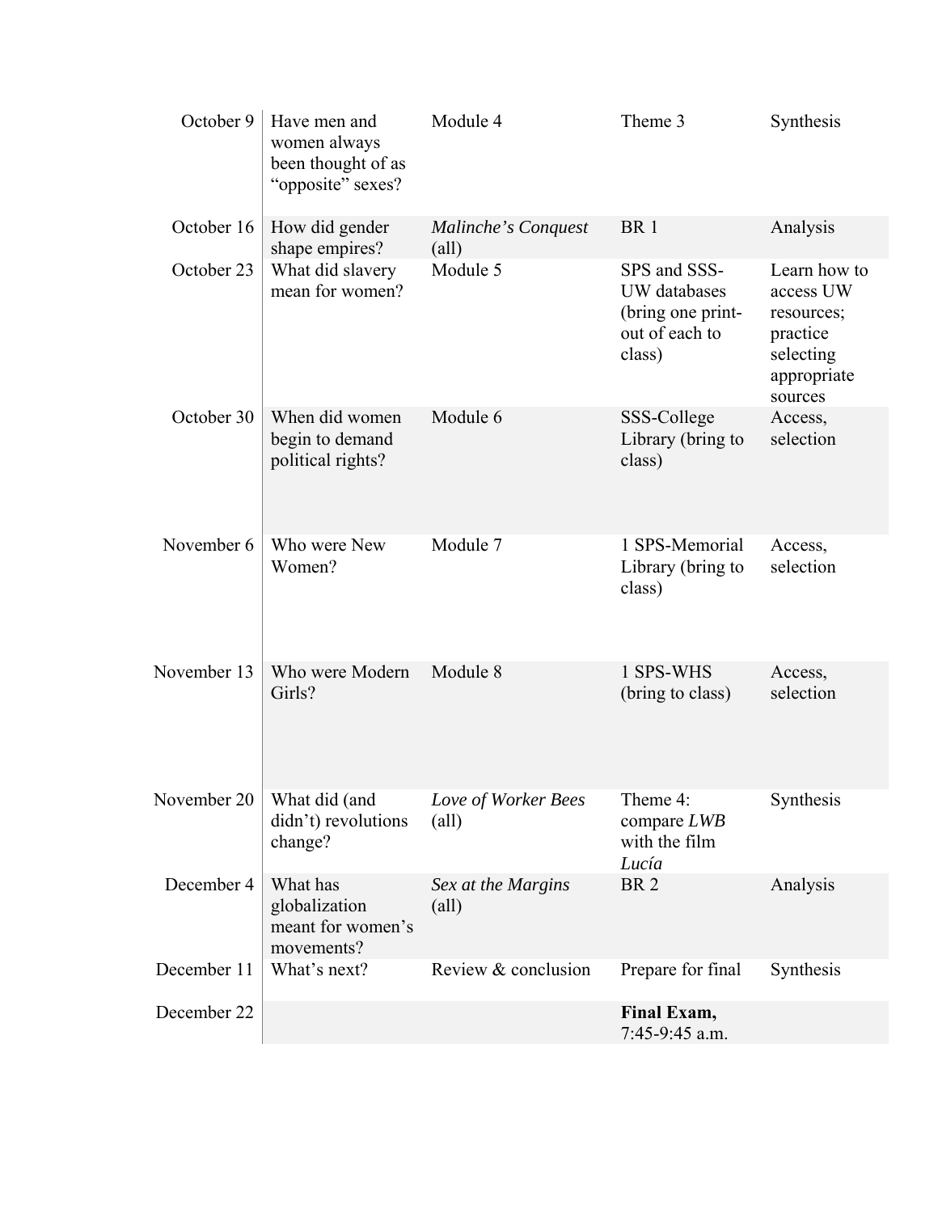| | | | | |
|---|---|---|---|---|
| October 9 | Have men and women always been thought of as "opposite" sexes? | Module 4 | Theme 3 | Synthesis |
| October 16 | How did gender shape empires? | *Malinche's Conquest* (all) | BR 1 | Analysis |
| October 23 | What did slavery mean for women? | Module 5 | SPS and SSS-UW databases (bring one print-out of each to class) | Learn how to access UW resources; practice selecting appropriate sources |
| October 30 | When did women begin to demand political rights? | Module 6 | SSS-College Library (bring to class) | Access, selection |
| November 6 | Who were New Women? | Module 7 | 1 SPS-Memorial Library (bring to class) | Access, selection |
| November 13 | Who were Modern Girls? | Module 8 | 1 SPS-WHS (bring to class) | Access, selection |
| November 20 | What did (and didn't) revolutions change? | *Love of Worker Bees* (all) | Theme 4: compare *LWB* with the film *Lucía* | Synthesis |
| December 4 | What has globalization meant for women's movements? | *Sex at the Margins* (all) | BR 2 | Analysis |
| December 11 | What's next? | Review & conclusion | Prepare for final | Synthesis |
| December 22 | | | **Final Exam,** 7:45-9:45 a.m. | |